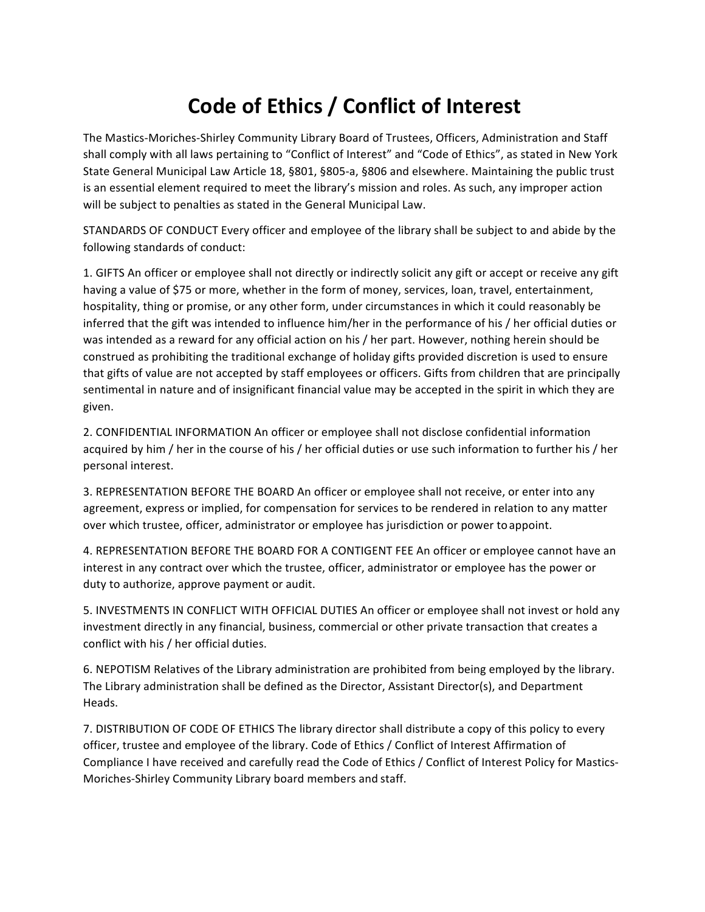# Code of Ethics / Conflict of Interest

The Mastics-Moriches-Shirley Community Library Board of Trustees, Officers, Administration and Staff shall comply with all laws pertaining to "Conflict of Interest" and "Code of Ethics", as stated in New York State General Municipal Law Article 18, §801, §805-a, §806 and elsewhere. Maintaining the public trust is an essential element required to meet the library's mission and roles. As such, any improper action will be subject to penalties as stated in the General Municipal Law.

STANDARDS OF CONDUCT Every officer and employee of the library shall be subject to and abide by the following standards of conduct:

1. GIFTS An officer or employee shall not directly or indirectly solicit any gift or accept or receive any gift having a value of $75 or more, whether in the form of money, services, loan, travel, entertainment, hospitality, thing or promise, or any other form, under circumstances in which it could reasonably be inferred that the gift was intended to influence him/her in the performance of his / her official duties or was intended as a reward for any official action on his / her part. However, nothing herein should be construed as prohibiting the traditional exchange of holiday gifts provided discretion is used to ensure that gifts of value are not accepted by staff employees or officers. Gifts from children that are principally sentimental in nature and of insignificant financial value may be accepted in the spirit in which they are given.

2. CONFIDENTIAL INFORMATION An officer or employee shall not disclose confidential information acquired by him / her in the course of his / her official duties or use such information to further his / her personal interest.

3. REPRESENTATION BEFORE THE BOARD An officer or employee shall not receive, or enter into any agreement, express or implied, for compensation for services to be rendered in relation to any matter over which trustee, officer, administrator or employee has jurisdiction or power to appoint.

4. REPRESENTATION BEFORE THE BOARD FOR A CONTIGENT FEE An officer or employee cannot have an interest in any contract over which the trustee, officer, administrator or employee has the power or duty to authorize, approve payment or audit.

5. INVESTMENTS IN CONFLICT WITH OFFICIAL DUTIES An officer or employee shall not invest or hold any investment directly in any financial, business, commercial or other private transaction that creates a conflict with his / her official duties.

6. NEPOTISM Relatives of the Library administration are prohibited from being employed by the library. The Library administration shall be defined as the Director, Assistant Director(s), and Department Heads.

7. DISTRIBUTION OF CODE OF ETHICS The library director shall distribute a copy of this policy to every officer, trustee and employee of the library. Code of Ethics / Conflict of Interest Affirmation of Compliance I have received and carefully read the Code of Ethics / Conflict of Interest Policy for Mastics-Moriches-Shirley Community Library board members and staff.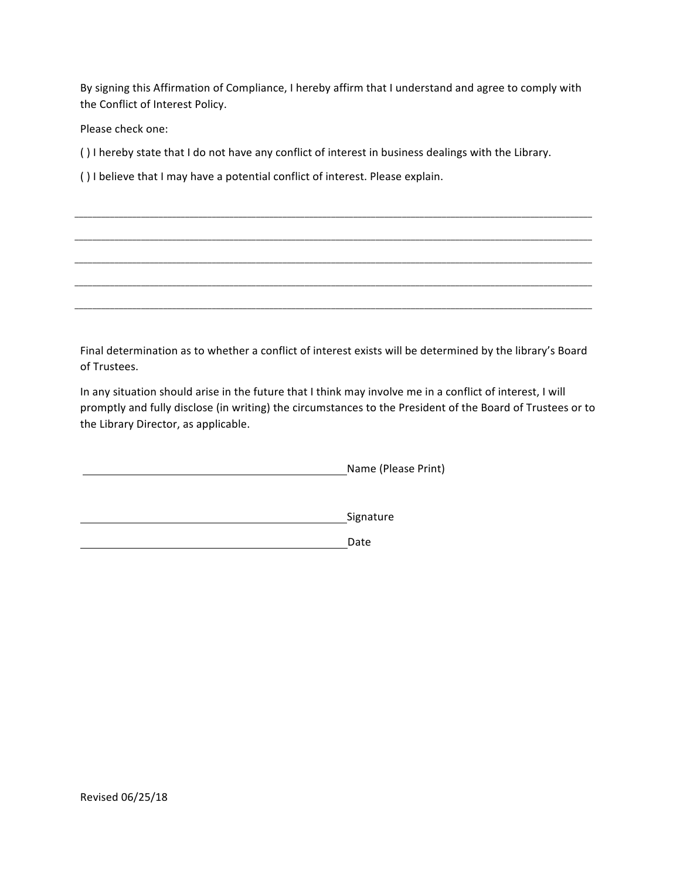By signing this Affirmation of Compliance, I hereby affirm that I understand and agree to comply with the Conflict of Interest Policy.

Please check one:

( ) I hereby state that I do not have any conflict of interest in business dealings with the Library.

( ) I believe that I may have a potential conflict of interest. Please explain.

\_\_\_\_\_\_\_\_\_\_\_\_\_\_\_\_\_\_\_\_\_\_\_\_\_\_\_\_\_\_\_\_\_\_\_\_\_\_\_\_\_\_\_\_\_\_\_\_\_\_\_\_\_\_\_\_\_\_\_\_\_\_\_\_\_\_\_\_\_\_\_\_\_\_\_\_\_\_

\_\_\_\_\_\_\_\_\_\_\_\_\_\_\_\_\_\_\_\_\_\_\_\_\_\_\_\_\_\_\_\_\_\_\_\_\_\_\_\_\_\_\_\_\_\_\_\_\_\_\_\_\_\_\_\_\_\_\_\_\_\_\_\_\_\_\_\_\_\_\_\_\_\_\_\_\_\_

\_\_\_\_\_\_\_\_\_\_\_\_\_\_\_\_\_\_\_\_\_\_\_\_\_\_\_\_\_\_\_\_\_\_\_\_\_\_\_\_\_\_\_\_\_\_\_\_\_\_\_\_\_\_\_\_\_\_\_\_\_\_\_\_\_\_\_\_\_\_\_\_\_\_\_\_\_\_

\_\_\_\_\_\_\_\_\_\_\_\_\_\_\_\_\_\_\_\_\_\_\_\_\_\_\_\_\_\_\_\_\_\_\_\_\_\_\_\_\_\_\_\_\_\_\_\_\_\_\_\_\_\_\_\_\_\_\_\_\_\_\_\_\_\_\_\_\_\_\_\_\_\_\_\_\_\_

\_\_\_\_\_\_\_\_\_\_\_\_\_\_\_\_\_\_\_\_\_\_\_\_\_\_\_\_\_\_\_\_\_\_\_\_\_\_\_\_\_\_\_\_\_\_\_\_\_\_\_\_\_\_\_\_\_\_\_\_\_\_\_\_\_\_\_\_\_\_\_\_\_\_\_\_\_\_

Final determination as to whether a conflict of interest exists will be determined by the library's Board of Trustees.

In any situation should arise in the future that I think may involve me in a conflict of interest, I will promptly and fully disclose (in writing) the circumstances to the President of the Board of Trustees or to the Library Director, as applicable.

\_\_\_\_\_\_\_\_\_\_\_\_\_\_\_\_\_\_\_\_\_\_\_\_\_\_\_\_\_\_\_\_\_\_\_\_\_\_\_\_ Name (Please Print)

\_\_\_\_\_\_\_\_\_\_\_\_\_\_\_\_\_\_\_\_\_\_\_\_\_\_\_\_\_\_\_\_\_\_\_\_\_\_\_\_ Signature

\_\_\_\_\_\_\_\_\_\_\_\_\_\_\_\_\_\_\_\_\_\_\_\_\_\_\_\_\_\_\_\_\_\_\_\_\_\_\_\_ Date

Revised 06/25/18